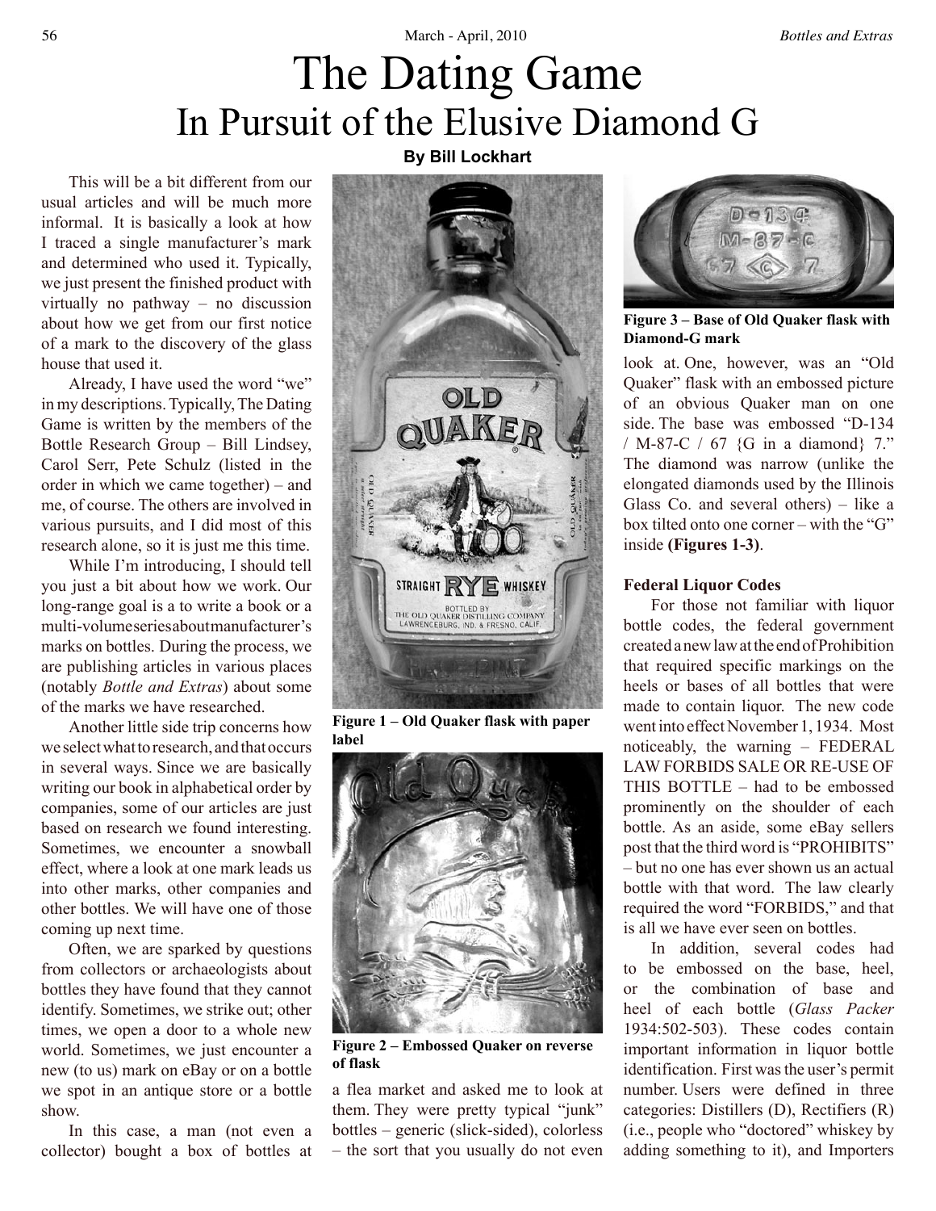# The Dating Game

## In Pursuit of the Elusive Diamond G

**By Bill Lockhart**

This will be a bit different from our usual articles and will be much more informal. It is basically a look at how I traced a single manufacturer's mark and determined who used it. Typically, we just present the finished product with virtually no pathway – no discussion about how we get from our first notice of a mark to the discovery of the glass house that used it.

Already, I have used the word "we" in my descriptions. Typically, The Dating Game is written by the members of the Bottle Research Group – Bill Lindsey, Carol Serr, Pete Schulz (listed in the order in which we came together) – and me, of course. The others are involved in various pursuits, and I did most of this research alone, so it is just me this time.

While I'm introducing, I should tell you just a bit about how we work. Our long-range goal is a to write a book or a multi-volume series about manufacturer's marks on bottles. During the process, we are publishing articles in various places (notably *Bottle and Extras*) about some of the marks we have researched.

Another little side trip concerns how we select what to research, and that occurs in several ways. Since we are basically writing our book in alphabetical order by companies, some of our articles are just based on research we found interesting. Sometimes, we encounter a snowball effect, where a look at one mark leads us into other marks, other companies and other bottles. We will have one of those coming up next time.

Often, we are sparked by questions from collectors or archaeologists about bottles they have found that they cannot identify. Sometimes, we strike out; other times, we open a door to a whole new world. Sometimes, we just encounter a new (to us) mark on eBay or on a bottle we spot in an antique store or a bottle show.

In this case, a man (not even a collector) bought a box of bottles at a flea market and asked me to look at them. They were pretty typical "junk" bottles – generic (slick-sided), colorless – the sort that you usually do not even look at. One, however, was an "Old Quaker" flask with an embossed picture of an obvious Quaker man on one side. The base was embossed "D-134 / M-87-C / 67 {G in a diamond} 7." The diamond was narrow (unlike the elongated diamonds used by the Illinois Glass Co. and several others) – like a box tilted onto one corner – with the "G" inside **(Figures 1-3)**.

**Figure 1 – Old Quaker flask with paper label**

**Figure 2 – Embossed Quaker on reverse of flask**

**Figure 3 – Base of Old Quaker flask with Diamond-G mark**

### Federal Liquor Codes

For those not familiar with liquor bottle codes, the federal government created a new law at the end of Prohibition that required specific markings on the heels or bases of all bottles that were made to contain liquor. The new code went into effect November 1, 1934. Most noticeably, the warning – FEDERAL LAW FORBIDS SALE OR RE-USE OF THIS BOTTLE – had to be embossed prominently on the shoulder of each bottle. As an aside, some eBay sellers post that the third word is "PROHIBITS" – but no one has ever shown us an actual bottle with that word. The law clearly required the word "FORBIDS," and that is all we have ever seen on bottles.

In addition, several codes had to be embossed on the base, heel, or the combination of base and heel of each bottle (*Glass Packer* 1934:502-503). These codes contain important information in liquor bottle identification. First was the user's permit number. Users were defined in three categories: Distillers (D), Rectifiers (R) (i.e., people who "doctored" whiskey by adding something to it), and Importers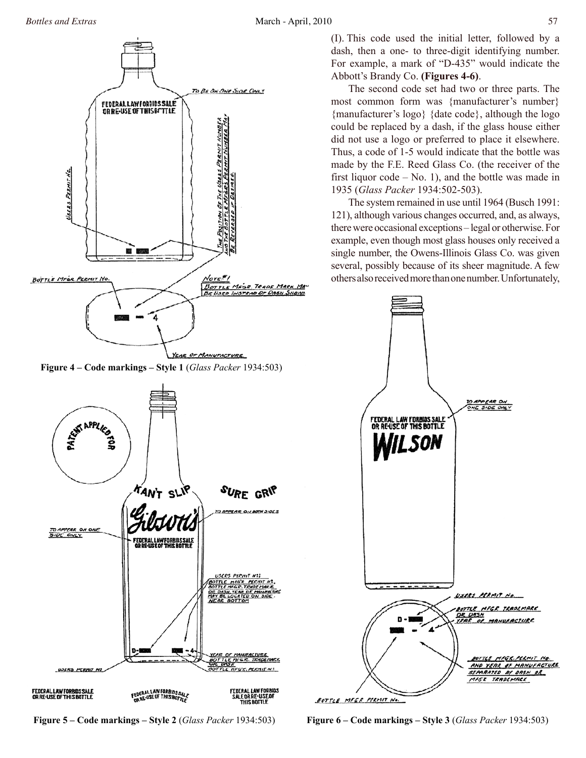(I). This code used the initial letter, followed by a dash, then a one- to three-digit identifying number. For example, a mark of "D-435" would indicate the Abbott's Brandy Co. **(Figures 4-6)**.

The second code set had two or three parts. The most common form was {manufacturer's number} {manufacturer's logo} {date code}, although the logo could be replaced by a dash, if the glass house either did not use a logo or preferred to place it elsewhere. Thus, a code of 1-5 would indicate that the bottle was made by the F.E. Reed Glass Co. (the receiver of the first liquor code – No. 1), and the bottle was made in 1935 (*Glass Packer* 1934:502-503).

The system remained in use until 1964 (Busch 1991: 121), although various changes occurred, and, as always, there were occasional exceptions – legal or otherwise. For example, even though most glass houses only received a single number, the Owens-Illinois Glass Co. was given several, possibly because of its sheer magnitude. A few others also received more than one number. Unfortunately,

**Figure 4 – Code markings – Style 1** (*Glass Packer* 1934:503)

**Figure 5 – Code markings – Style 2** (*Glass Packer* 1934:503)

**Figure 6 – Code markings – Style 3** (*Glass Packer* 1934:503)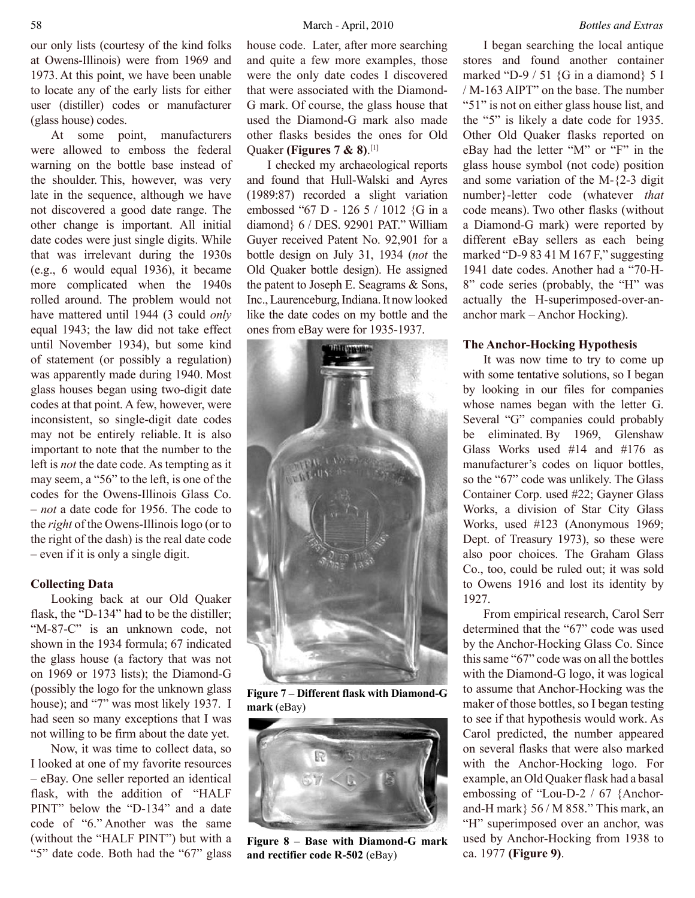our only lists (courtesy of the kind folks at Owens-Illinois) were from 1969 and 1973. At this point, we have been unable to locate any of the early lists for either user (distiller) codes or manufacturer (glass house) codes.

At some point, manufacturers were allowed to emboss the federal warning on the bottle base instead of the shoulder. This, however, was very late in the sequence, although we have not discovered a good date range. The other change is important. All initial date codes were just single digits. While that was irrelevant during the 1930s (e.g., 6 would equal 1936), it became more complicated when the 1940s rolled around. The problem would not have mattered until 1944 (3 could *only* equal 1943; the law did not take effect until November 1934), but some kind of statement (or possibly a regulation) was apparently made during 1940. Most glass houses began using two-digit date codes at that point. A few, however, were inconsistent, so single-digit date codes may not be entirely reliable. It is also important to note that the number to the left is *not* the date code. As tempting as it may seem, a "56" to the left, is one of the codes for the Owens-Illinois Glass Co. – *not* a date code for 1956. The code to the *right* of the Owens-Illinois logo (or to the right of the dash) is the real date code – even if it is only a single digit.

### Collecting Data

Looking back at our Old Quaker flask, the "D-134" had to be the distiller; "M-87-C" is an unknown code, not shown in the 1934 formula; 67 indicated the glass house (a factory that was not on 1969 or 1973 lists); the Diamond-G (possibly the logo for the unknown glass house); and "7" was most likely 1937. I had seen so many exceptions that I was not willing to be firm about the date yet.

Now, it was time to collect data, so I looked at one of my favorite resources – eBay. One seller reported an identical flask, with the addition of "HALF PINT" below the "D-134" and a date code of "6." Another was the same (without the "HALF PINT") but with a "5" date code. Both had the "67" glass house code. Later, after more searching and quite a few more examples, those were the only date codes I discovered that were associated with the Diamond-G mark. Of course, the glass house that used the Diamond-G mark also made other flasks besides the ones for Old Quaker **(Figures 7 & 8)**.[1]

I checked my archaeological reports and found that Hull-Walski and Ayres (1989:87) recorded a slight variation embossed "67 D - 126 5 / 1012 {G in a diamond} 6 / DES. 92901 PAT." William Guyer received Patent No. 92,901 for a bottle design on July 31, 1934 (*not* the Old Quaker bottle design). He assigned the patent to Joseph E. Seagrams & Sons, Inc., Laurenceburg, Indiana. It now looked like the date codes on my bottle and the ones from eBay were for 1935-1937.

**Figure 7 – Different flask with Diamond-G mark** (eBay)

**Figure 8 – Base with Diamond-G mark and rectifier code R-502** (eBay)

I began searching the local antique stores and found another container marked "D-9 / 51 {G in a diamond} 5 I / M-163 AIPT" on the base. The number "51" is not on either glass house list, and the "5" is likely a date code for 1935. Other Old Quaker flasks reported on eBay had the letter "M" or "F" in the glass house symbol (not code) position and some variation of the M-{2-3 digit number}-letter code (whatever *that* code means). Two other flasks (without a Diamond-G mark) were reported by different eBay sellers as each being marked "D-9 83 41 M 167 F," suggesting 1941 date codes. Another had a "70-H-8" code series (probably, the "H" was actually the H-superimposed-over-an-anchor mark – Anchor Hocking).

### The Anchor-Hocking Hypothesis

It was now time to try to come up with some tentative solutions, so I began by looking in our files for companies whose names began with the letter G. Several "G" companies could probably be eliminated. By 1969, Glenshaw Glass Works used #14 and #176 as manufacturer's codes on liquor bottles, so the "67" code was unlikely. The Glass Container Corp. used #22; Gayner Glass Works, a division of Star City Glass Works, used #123 (Anonymous 1969; Dept. of Treasury 1973), so these were also poor choices. The Graham Glass Co., too, could be ruled out; it was sold to Owens 1916 and lost its identity by 1927.

From empirical research, Carol Serr determined that the "67" code was used by the Anchor-Hocking Glass Co. Since this same "67" code was on all the bottles with the Diamond-G logo, it was logical to assume that Anchor-Hocking was the maker of those bottles, so I began testing to see if that hypothesis would work. As Carol predicted, the number appeared on several flasks that were also marked with the Anchor-Hocking logo. For example, an Old Quaker flask had a basal embossing of "Lou-D-2 / 67 {Anchor-and-H mark} 56 / M 858." This mark, an "H" superimposed over an anchor, was used by Anchor-Hocking from 1938 to ca. 1977 **(Figure 9)**.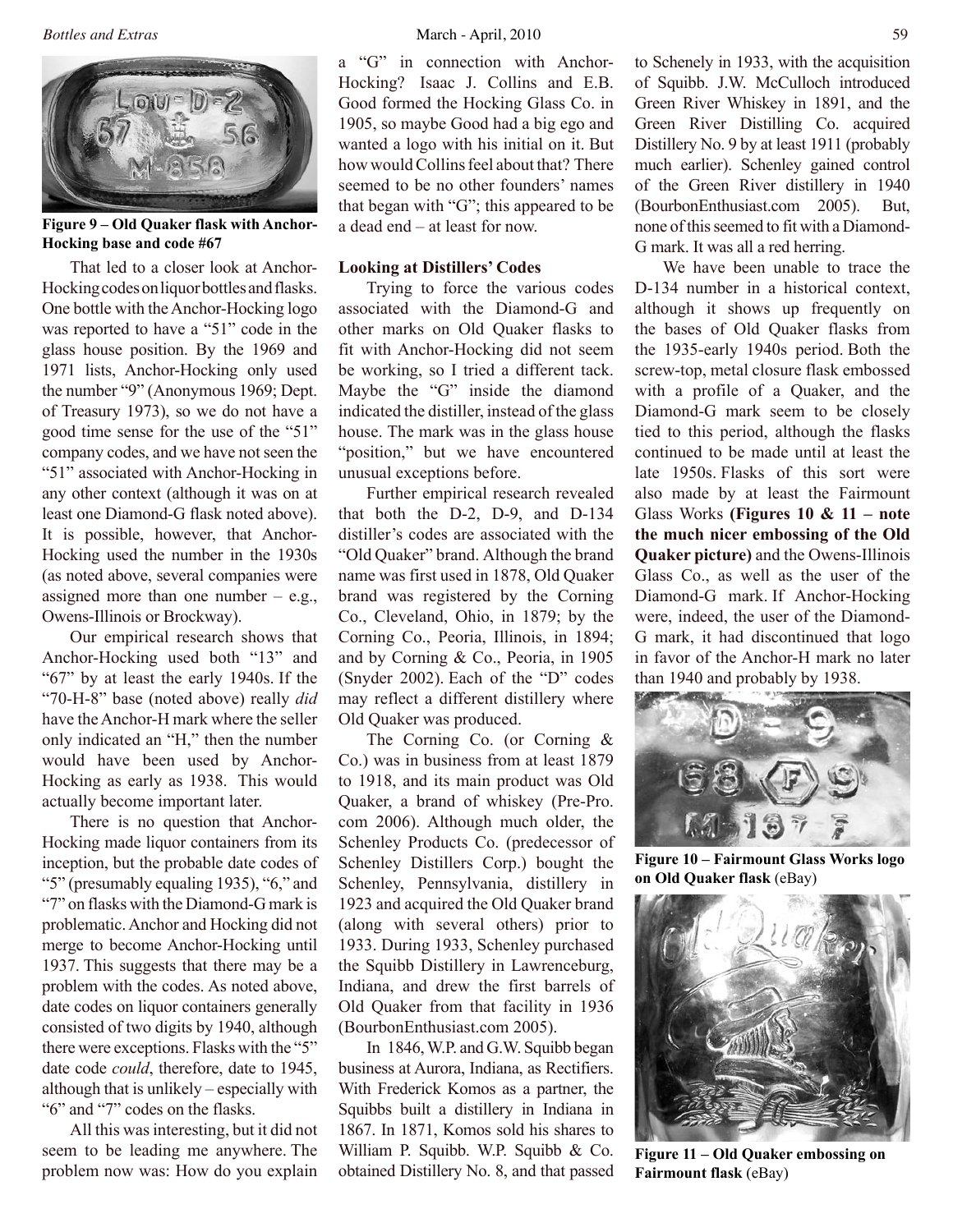**Figure 9 – Old Quaker flask with Anchor-Hocking base and code #67**

That led to a closer look at Anchor-Hocking codes on liquor bottles and flasks. One bottle with the Anchor-Hocking logo was reported to have a "51" code in the glass house position. By the 1969 and 1971 lists, Anchor-Hocking only used the number "9" (Anonymous 1969; Dept. of Treasury 1973), so we do not have a good time sense for the use of the "51" company codes, and we have not seen the "51" associated with Anchor-Hocking in any other context (although it was on at least one Diamond-G flask noted above). It is possible, however, that Anchor-Hocking used the number in the 1930s (as noted above, several companies were assigned more than one number – e.g., Owens-Illinois or Brockway).

Our empirical research shows that Anchor-Hocking used both "13" and "67" by at least the early 1940s. If the "70-H-8" base (noted above) really *did* have the Anchor-H mark where the seller only indicated an "H," then the number would have been used by Anchor-Hocking as early as 1938. This would actually become important later.

There is no question that Anchor-Hocking made liquor containers from its inception, but the probable date codes of "5" (presumably equaling 1935), "6," and "7" on flasks with the Diamond-G mark is problematic. Anchor and Hocking did not merge to become Anchor-Hocking until 1937. This suggests that there may be a problem with the codes. As noted above, date codes on liquor containers generally consisted of two digits by 1940, although there were exceptions. Flasks with the "5" date code *could*, therefore, date to 1945, although that is unlikely – especially with "6" and "7" codes on the flasks.

All this was interesting, but it did not seem to be leading me anywhere. The problem now was: How do you explain a "G" in connection with Anchor-Hocking? Isaac J. Collins and E.B. Good formed the Hocking Glass Co. in 1905, so maybe Good had a big ego and wanted a logo with his initial on it. But how would Collins feel about that? There seemed to be no other founders' names that began with "G"; this appeared to be a dead end – at least for now.

**Looking at Distillers' Codes**

Trying to force the various codes associated with the Diamond-G and other marks on Old Quaker flasks to fit with Anchor-Hocking did not seem be working, so I tried a different tack. Maybe the "G" inside the diamond indicated the distiller, instead of the glass house. The mark was in the glass house "position," but we have encountered unusual exceptions before.

Further empirical research revealed that both the D-2, D-9, and D-134 distiller's codes are associated with the "Old Quaker" brand. Although the brand name was first used in 1878, Old Quaker brand was registered by the Corning Co., Cleveland, Ohio, in 1879; by the Corning Co., Peoria, Illinois, in 1894; and by Corning & Co., Peoria, in 1905 (Snyder 2002). Each of the "D" codes may reflect a different distillery where Old Quaker was produced.

The Corning Co. (or Corning & Co.) was in business from at least 1879 to 1918, and its main product was Old Quaker, a brand of whiskey (Pre-Pro.com 2006). Although much older, the Schenley Products Co. (predecessor of Schenley Distillers Corp.) bought the Schenley, Pennsylvania, distillery in 1923 and acquired the Old Quaker brand (along with several others) prior to 1933. During 1933, Schenley purchased the Squibb Distillery in Lawrenceburg, Indiana, and drew the first barrels of Old Quaker from that facility in 1936 (BourbonEnthusiast.com 2005).

In 1846, W.P. and G.W. Squibb began business at Aurora, Indiana, as Rectifiers. With Frederick Komos as a partner, the Squibbs built a distillery in Indiana in 1867. In 1871, Komos sold his shares to William P. Squibb. W.P. Squibb & Co. obtained Distillery No. 8, and that passed to Schenely in 1933, with the acquisition of Squibb. J.W. McCulloch introduced Green River Whiskey in 1891, and the Green River Distilling Co. acquired Distillery No. 9 by at least 1911 (probably much earlier). Schenley gained control of the Green River distillery in 1940 (BourbonEnthusiast.com 2005). But, none of this seemed to fit with a Diamond-G mark. It was all a red herring.

We have been unable to trace the D-134 number in a historical context, although it shows up frequently on the bases of Old Quaker flasks from the 1935-early 1940s period. Both the screw-top, metal closure flask embossed with a profile of a Quaker, and the Diamond-G mark seem to be closely tied to this period, although the flasks continued to be made until at least the late 1950s. Flasks of this sort were also made by at least the Fairmount Glass Works **(Figures 10 & 11 – note the much nicer embossing of the Old Quaker picture)** and the Owens-Illinois Glass Co., as well as the user of the Diamond-G mark. If Anchor-Hocking were, indeed, the user of the Diamond-G mark, it had discontinued that logo in favor of the Anchor-H mark no later than 1940 and probably by 1938.

**Figure 10 – Fairmount Glass Works logo on Old Quaker flask** (eBay)

**Figure 11 – Old Quaker embossing on Fairmount flask** (eBay)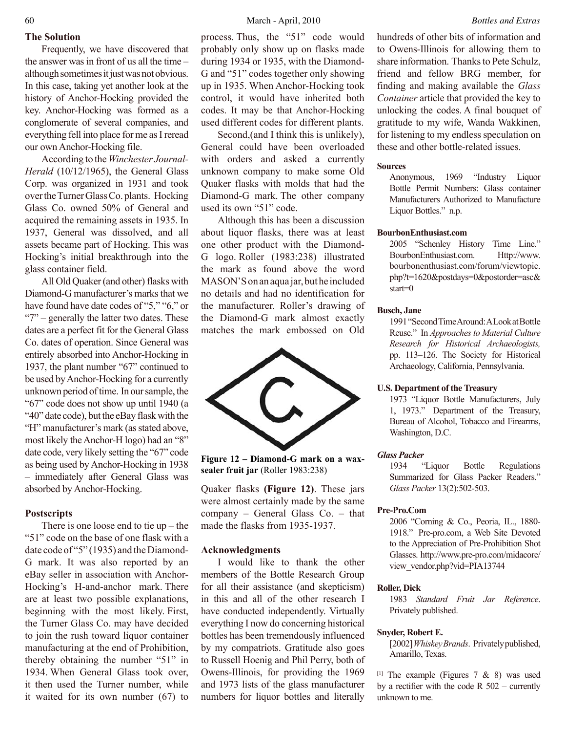### The Solution

Frequently, we have discovered that the answer was in front of us all the time – although sometimes it just was not obvious. In this case, taking yet another look at the history of Anchor-Hocking provided the key. Anchor-Hocking was formed as a conglomerate of several companies, and everything fell into place for me as I reread our own Anchor-Hocking file.

According to the *Winchester Journal-Herald* (10/12/1965), the General Glass Corp. was organized in 1931 and took over the Turner Glass Co. plants. Hocking Glass Co. owned 50% of General and acquired the remaining assets in 1935. In 1937, General was dissolved, and all assets became part of Hocking. This was Hocking's initial breakthrough into the glass container field.

All Old Quaker (and other) flasks with Diamond-G manufacturer's marks that we have found have date codes of "5," "6," or "7" – generally the latter two dates. These dates are a perfect fit for the General Glass Co. dates of operation. Since General was entirely absorbed into Anchor-Hocking in 1937, the plant number "67" continued to be used by Anchor-Hocking for a currently unknown period of time. In our sample, the "67" code does not show up until 1940 (a "40" date code), but the eBay flask with the "H" manufacturer's mark (as stated above, most likely the Anchor-H logo) had an "8" date code, very likely setting the "67" code as being used by Anchor-Hocking in 1938 – immediately after General Glass was absorbed by Anchor-Hocking.

### Postscripts

There is one loose end to tie up – the "51" code on the base of one flask with a date code of "5" (1935) and the Diamond-G mark. It was also reported by an eBay seller in association with Anchor-Hocking's H-and-anchor mark. There are at least two possible explanations, beginning with the most likely. First, the Turner Glass Co. may have decided to join the rush toward liquor container manufacturing at the end of Prohibition, thereby obtaining the number "51" in 1934. When General Glass took over, it then used the Turner number, while it waited for its own number (67) to process. Thus, the "51" code would probably only show up on flasks made during 1934 or 1935, with the Diamond-G and "51" codes together only showing up in 1935. When Anchor-Hocking took control, it would have inherited both codes. It may be that Anchor-Hocking used different codes for different plants.

Second,(and I think this is unlikely), General could have been overloaded with orders and asked a currently unknown company to make some Old Quaker flasks with molds that had the Diamond-G mark. The other company used its own "51" code.

Although this has been a discussion about liquor flasks, there was at least one other product with the Diamond-G logo. Roller (1983:238) illustrated the mark as found above the word MASON'S on an aqua jar, but he included no details and had no identification for the manufacturer. Roller's drawing of the Diamond-G mark almost exactly matches the mark embossed on Old Quaker flasks **(Figure 12)**. These jars were almost certainly made by the same company – General Glass Co. – that made the flasks from 1935-1937.

**Figure 12 – Diamond-G mark on a wax-sealer fruit jar** (Roller 1983:238)

### Acknowledgments

I would like to thank the other members of the Bottle Research Group for all their assistance (and skepticism) in this and all of the other research I have conducted independently. Virtually everything I now do concerning historical bottles has been tremendously influenced by my compatriots. Gratitude also goes to Russell Hoenig and Phil Perry, both of Owens-Illinois, for providing the 1969 and 1973 lists of the glass manufacturer numbers for liquor bottles and literally hundreds of other bits of information and to Owens-Illinois for allowing them to share information. Thanks to Pete Schulz, friend and fellow BRG member, for finding and making available the *Glass Container* article that provided the key to unlocking the codes. A final bouquet of gratitude to my wife, Wanda Wakkinen, for listening to my endless speculation on these and other bottle-related issues.

### Sources

Anonymous, 1969 "Industry Liquor Bottle Permit Numbers: Glass container Manufacturers Authorized to Manufacture Liquor Bottles." n.p.

**BourbonEnthusiast.com**

2005 "Schenley History Time Line." BourbonEnthusiast.com. Http://www.bourbonenthusiast.com/forum/viewtopic.php?t=1620&postdays=0&postorder=asc&start=0

**Busch, Jane**

1991 "Second Time Around: A Look at Bottle Reuse." In *Approaches to Material Culture Research for Historical Archaeologists,* pp. 113–126. The Society for Historical Archaeology, California, Pennsylvania.

**U.S. Department of the Treasury**

1973 "Liquor Bottle Manufacturers, July 1, 1973." Department of the Treasury, Bureau of Alcohol, Tobacco and Firearms, Washington, D.C.

***Glass Packer***

1934 "Liquor Bottle Regulations Summarized for Glass Packer Readers." *Glass Packer* 13(2):502-503.

**Pre-Pro.Com**

2006 "Corning & Co., Peoria, IL., 1880-1918." Pre-pro.com, a Web Site Devoted to the Appreciation of Pre-Prohibition Shot Glasses. http://www.pre-pro.com/midacore/view_vendor.php?vid=PIA13744

**Roller, Dick**

1983 *Standard Fruit Jar Reference*. Privately published.

**Snyder, Robert E.**

[2002] *Whiskey Brands*. Privately published, Amarillo, Texas.

[1] The example (Figures 7 & 8) was used by a rectifier with the code R 502 – currently unknown to me.